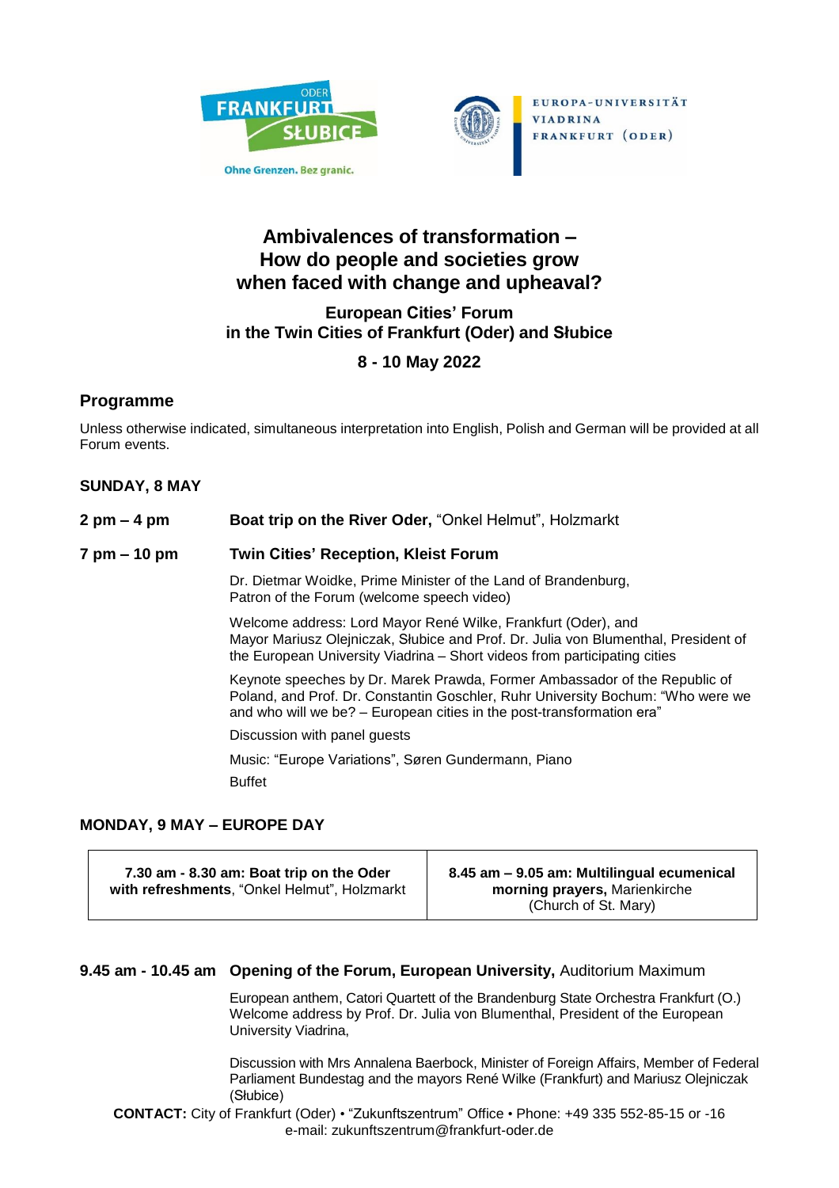ODER FRANKFURT SŁUBICE

Ohne Grenzen. Bez granic.

EUROPA-UNIVERSITÄT VIADRINA FRANKFURT (ODER)

# Ambivalences of transformation – How do people and societies grow when faced with change and upheaval?

## European Cities' Forum in the Twin Cities of Frankfurt (Oder) and Słubice

## 8 - 10 May 2022

## Programme

Unless otherwise indicated, simultaneous interpretation into English, Polish and German will be provided at all Forum events.

### SUNDAY, 8 MAY

**2 pm – 4 pm** **Boat trip on the River Oder,** "Onkel Helmut", Holzmarkt

**7 pm – 10 pm** **Twin Cities' Reception, Kleist Forum**

Dr. Dietmar Woidke, Prime Minister of the Land of Brandenburg, Patron of the Forum (welcome speech video)

Welcome address: Lord Mayor René Wilke, Frankfurt (Oder), and Mayor Mariusz Olejniczak, Słubice and Prof. Dr. Julia von Blumenthal, President of the European University Viadrina – Short videos from participating cities

Keynote speeches by Dr. Marek Prawda, Former Ambassador of the Republic of Poland, and Prof. Dr. Constantin Goschler, Ruhr University Bochum: "Who were we and who will we be? – European cities in the post-transformation era"

Discussion with panel guests

Music: "Europe Variations", Søren Gundermann, Piano

Buffet

### MONDAY, 9 MAY – EUROPE DAY

| **7.30 am - 8.30 am: Boat trip on the Oder with refreshments**, "Onkel Helmut", Holzmarkt | **8.45 am – 9.05 am: Multilingual ecumenical morning prayers,** Marienkirche (Church of St. Mary) |
|---|---|

**9.45 am - 10.45 am** **Opening of the Forum, European University,** Auditorium Maximum

European anthem, Catori Quartett of the Brandenburg State Orchestra Frankfurt (O.)
Welcome address by Prof. Dr. Julia von Blumenthal, President of the European University Viadrina,

Discussion with Mrs Annalena Baerbock, Minister of Foreign Affairs, Member of Federal Parliament Bundestag and the mayors René Wilke (Frankfurt) and Mariusz Olejniczak (Słubice)

**CONTACT:** City of Frankfurt (Oder) • "Zukunftszentrum" Office • Phone: +49 335 552-85-15 or -16
e-mail: zukunftszentrum@frankfurt-oder.de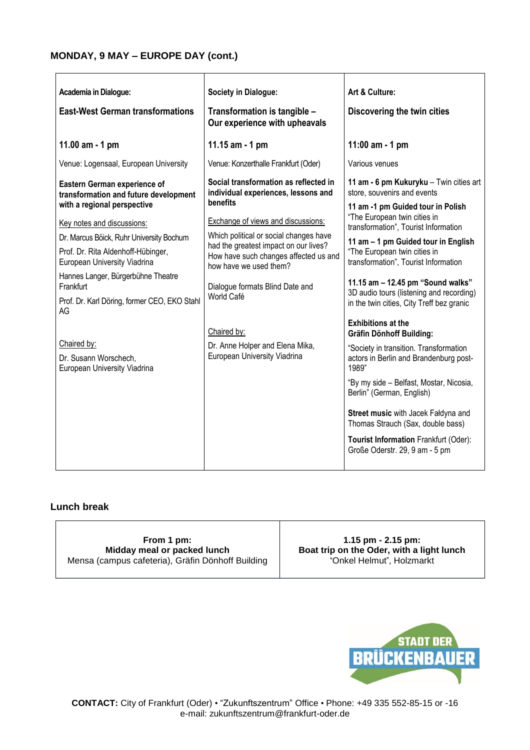## MONDAY, 9 MAY – EUROPE DAY (cont.)

| Academia in Dialogue: | Society in Dialogue: | Art & Culture: |
|---|---|---|
| **East-West German transformations** | **Transformation is tangible – Our experience with upheavals** | **Discovering the twin cities** |
| **11.00 am - 1 pm** | **11.15 am - 1 pm** | **11:00 am - 1 pm** |
| Venue: Logensaal, European University | Venue: Konzerthalle Frankfurt (Oder) | Various venues |
| **Eastern German experience of transformation and future development with a regional perspective**<br><br>Key notes and discussions:<br>Dr. Marcus Böick, Ruhr University Bochum<br>Prof. Dr. Rita Aldenhoff-Hübinger, European University Viadrina<br>Hannes Langer, Bürgerbühne Theatre Frankfurt<br>Prof. Dr. Karl Döring, former CEO, EKO Stahl AG<br><br>Chaired by:<br>Dr. Susann Worschech, European University Viadrina | **Social transformation as reflected in individual experiences, lessons and benefits**<br><br>Exchange of views and discussions:<br>Which political or social changes have had the greatest impact on our lives? How have such changes affected us and how have we used them?<br><br>Dialogue formats Blind Date and World Café<br><br>Chaired by:<br>Dr. Anne Holper and Elena Mika, European University Viadrina | **11 am - 6 pm Kukuryku** – Twin cities art store, souvenirs and events<br>**11 am -1 pm Guided tour in Polish** "The European twin cities in transformation", Tourist Information<br>**11 am – 1 pm Guided tour in English** "The European twin cities in transformation", Tourist Information<br><br>**11.15 am – 12.45 pm "Sound walks"** 3D audio tours (listening and recording) in the twin cities, City Treff bez granic<br><br>**Exhibitions at the Gräfin Dönhoff Building:**<br>"Society in transition. Transformation actors in Berlin and Brandenburg post-1989"<br>"By my side – Belfast, Mostar, Nicosia, Berlin" (German, English)<br><br>**Street music** with Jacek Fałdyna and Thomas Strauch (Sax, double bass)<br><br>**Tourist Information** Frankfurt (Oder): Große Oderstr. 29, 9 am - 5 pm |

### Lunch break

| **From 1 pm:** **Midday meal or packed lunch** Mensa (campus cafeteria), Gräfin Dönhoff Building | **1.15 pm - 2.15 pm:** **Boat trip on the Oder, with a light lunch** "Onkel Helmut", Holzmarkt |
|---|---|

STADT DER BRÜCKENBAUER

**CONTACT:** City of Frankfurt (Oder) • "Zukunftszentrum" Office • Phone: +49 335 552-85-15 or -16
e-mail: zukunftszentrum@frankfurt-oder.de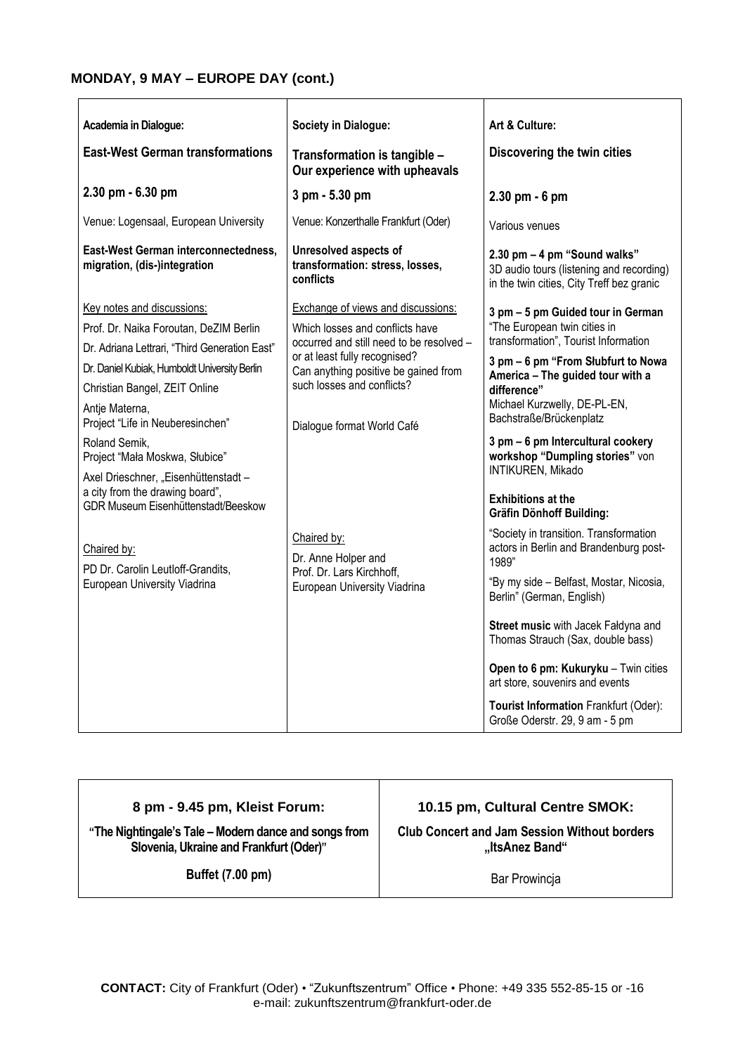## MONDAY, 9 MAY – EUROPE DAY (cont.)

| **Academia in Dialogue:** | **Society in Dialogue:** | **Art & Culture:** |
|---|---|---|
| **East-West German transformations** | **Transformation is tangible – Our experience with upheavals** | **Discovering the twin cities** |
| **2.30 pm - 6.30 pm** | **3 pm - 5.30 pm** | **2.30 pm - 6 pm** |
| Venue: Logensaal, European University | Venue: Konzerthalle Frankfurt (Oder) | Various venues |
| **East-West German interconnectedness, migration, (dis-)integration** | **Unresolved aspects of transformation: stress, losses, conflicts** | **2.30 pm – 4 pm "Sound walks"** 3D audio tours (listening and recording) in the twin cities, City Treff bez granic |
| Key notes and discussions:<br>Prof. Dr. Naika Foroutan, DeZIM Berlin<br>Dr. Adriana Lettrari, "Third Generation East"<br>Dr. Daniel Kubiak, Humboldt University Berlin<br>Christian Bangel, ZEIT Online<br>Antje Materna, Project "Life in Neuberesinchen"<br>Roland Semik, Project "Mała Moskwa, Słubice"<br>Axel Drieschner, „Eisenhüttenstadt – a city from the drawing board", GDR Museum Eisenhüttenstadt/Beeskow | Exchange of views and discussions:<br>Which losses and conflicts have occurred and still need to be resolved – or at least fully recognised? Can anything positive be gained from such losses and conflicts?<br>Dialogue format World Café | **3 pm – 5 pm Guided tour in German** "The European twin cities in transformation", Tourist Information<br>**3 pm – 6 pm "From Słubfurt to Nowa America – The guided tour with a difference"** Michael Kurzwelly, DE-PL-EN, Bachstraße/Brückenplatz<br>**3 pm – 6 pm Intercultural cookery workshop "Dumpling stories"** von INTIKUREN, Mikado<br>**Exhibitions at the Gräfin Dönhoff Building:** |
| Chaired by:<br>PD Dr. Carolin Leutloff-Grandits, European University Viadrina | Chaired by:<br>Dr. Anne Holper and Prof. Dr. Lars Kirchhoff, European University Viadrina | "Society in transition. Transformation actors in Berlin and Brandenburg post-1989"<br>"By my side – Belfast, Mostar, Nicosia, Berlin" (German, English)<br>**Street music** with Jacek Fałdyna and Thomas Strauch (Sax, double bass)<br>**Open to 6 pm: Kukuryku** – Twin cities art store, souvenirs and events<br>**Tourist Information** Frankfurt (Oder): Große Oderstr. 29, 9 am - 5 pm |

| **8 pm - 9.45 pm, Kleist Forum:** | **10.15 pm, Cultural Centre SMOK:** |
|---|---|
| **"The Nightingale's Tale – Modern dance and songs from Slovenia, Ukraine and Frankfurt (Oder)"** | **Club Concert and Jam Session Without borders „ItsAnez Band"** |
| **Buffet (7.00 pm)** | Bar Prowincja |

**CONTACT:** City of Frankfurt (Oder) • "Zukunftszentrum" Office • Phone: +49 335 552-85-15 or -16
e-mail: zukunftszentrum@frankfurt-oder.de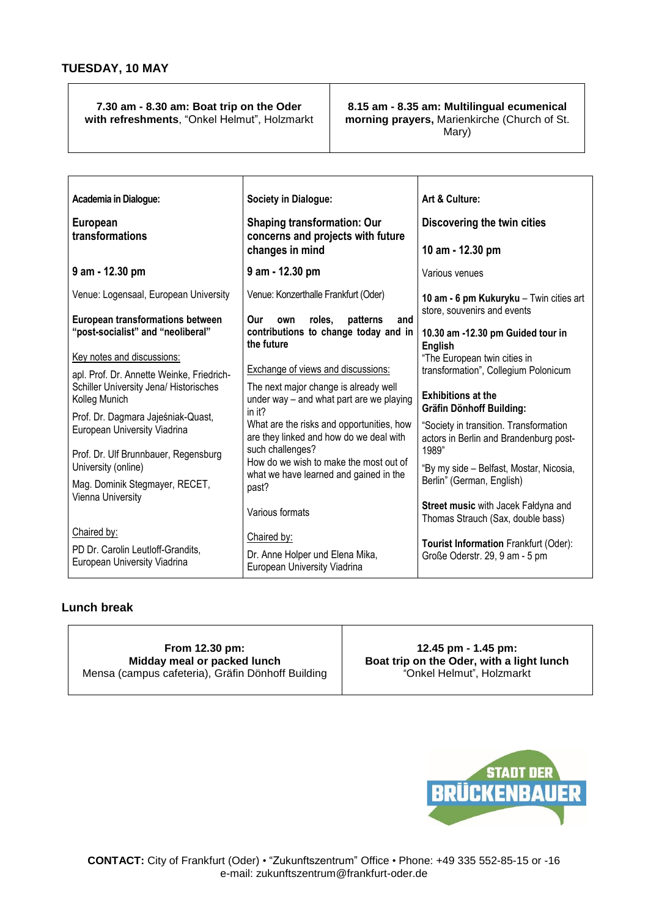## TUESDAY, 10 MAY

| **7.30 am - 8.30 am: Boat trip on the Oder with refreshments**, "Onkel Helmut", Holzmarkt | **8.15 am - 8.35 am: Multilingual ecumenical morning prayers,** Marienkirche (Church of St. Mary) |
|---|---|

| Academia in Dialogue: | Society in Dialogue: | Art & Culture: |
|---|---|---|
| **European transformations**<br><br>**9 am - 12.30 pm**<br><br>Venue: Logensaal, European University<br><br>**European transformations between "post-socialist" and "neoliberal"**<br><br>Key notes and discussions:<br><br>apl. Prof. Dr. Annette Weinke, Friedrich-Schiller University Jena/ Historisches Kolleg Munich<br><br>Prof. Dr. Dagmara Jajeśniak-Quast, European University Viadrina<br><br>Prof. Dr. Ulf Brunnbauer, Regensburg University (online)<br><br>Mag. Dominik Stegmayer, RECET, Vienna University<br><br>Chaired by:<br><br>PD Dr. Carolin Leutloff-Grandits, European University Viadrina | **Shaping transformation: Our concerns and projects with future changes in mind**<br><br>**9 am - 12.30 pm**<br><br>Venue: Konzerthalle Frankfurt (Oder)<br><br>**Our own roles, patterns and contributions to change today and in the future**<br><br>Exchange of views and discussions:<br><br>The next major change is already well under way – and what part are we playing in it?<br>What are the risks and opportunities, how are they linked and how do we deal with such challenges?<br>How do we wish to make the most out of what we have learned and gained in the past?<br><br>Various formats<br><br>Chaired by:<br><br>Dr. Anne Holper und Elena Mika, European University Viadrina | **Discovering the twin cities**<br><br>**10 am - 12.30 pm**<br><br>Various venues<br><br>**10 am - 6 pm Kukuryku** – Twin cities art store, souvenirs and events<br><br>**10.30 am -12.30 pm Guided tour in English**<br>"The European twin cities in transformation", Collegium Polonicum<br><br>**Exhibitions at the Gräfin Dönhoff Building:**<br><br>"Society in transition. Transformation actors in Berlin and Brandenburg post-1989"<br><br>"By my side – Belfast, Mostar, Nicosia, Berlin" (German, English)<br><br>**Street music** with Jacek Fałdyna and Thomas Strauch (Sax, double bass)<br><br>**Tourist Information** Frankfurt (Oder): Große Oderstr. 29, 9 am - 5 pm |

### Lunch break

| **From 12.30 pm: Midday meal or packed lunch**<br>Mensa (campus cafeteria), Gräfin Dönhoff Building | **12.45 pm - 1.45 pm: Boat trip on the Oder, with a light lunch**<br>"Onkel Helmut", Holzmarkt |
|---|---|

STADT DER BRÜCKENBAUER

**CONTACT:** City of Frankfurt (Oder) • "Zukunftszentrum" Office • Phone: +49 335 552-85-15 or -16
e-mail: zukunftszentrum@frankfurt-oder.de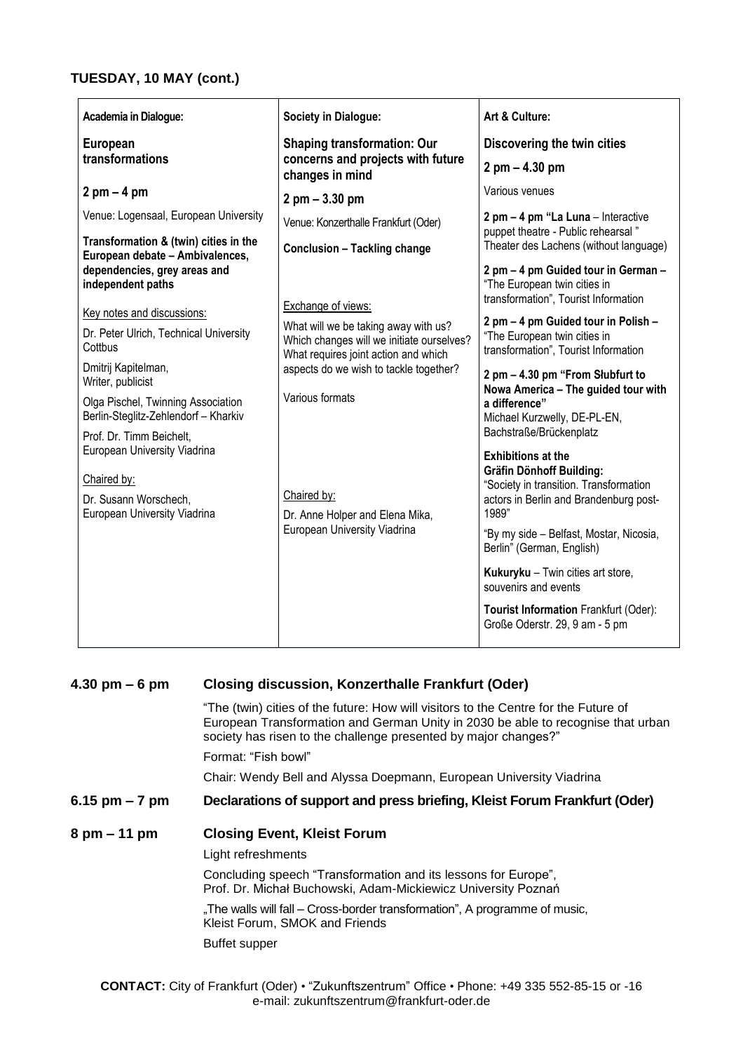**TUESDAY, 10 MAY (cont.)**

| Academia in Dialogue: | Society in Dialogue: | Art & Culture: |
|---|---|---|
| **European transformations**<br><br>**2 pm – 4 pm**<br><br>Venue: Logensaal, European University<br><br>**Transformation & (twin) cities in the European debate – Ambivalences, dependencies, grey areas and independent paths**<br><br>Key notes and discussions:<br><br>Dr. Peter Ulrich, Technical University Cottbus<br><br>Dmitrij Kapitelman, Writer, publicist<br><br>Olga Pischel, Twinning Association Berlin-Steglitz-Zehlendorf – Kharkiv<br><br>Prof. Dr. Timm Beichelt, European University Viadrina<br><br>Chaired by:<br><br>Dr. Susann Worschech, European University Viadrina | **Shaping transformation: Our concerns and projects with future changes in mind**<br><br>**2 pm – 3.30 pm**<br><br>Venue: Konzerthalle Frankfurt (Oder)<br><br>**Conclusion – Tackling change**<br><br>Exchange of views:<br><br>What will we be taking away with us? Which changes will we initiate ourselves? What requires joint action and which aspects do we wish to tackle together?<br><br>Various formats<br><br>Chaired by:<br><br>Dr. Anne Holper and Elena Mika, European University Viadrina | **Discovering the twin cities**<br><br>**2 pm – 4.30 pm**<br><br>Various venues<br><br>**2 pm – 4 pm "La Luna** – Interactive puppet theatre - Public rehearsal " Theater des Lachens (without language)<br><br>**2 pm – 4 pm Guided tour in German –** "The European twin cities in transformation", Tourist Information<br><br>**2 pm – 4 pm Guided tour in Polish –** "The European twin cities in transformation", Tourist Information<br><br>**2 pm – 4.30 pm "From Słubfurt to Nowa America – The guided tour with a difference"** Michael Kurzwelly, DE-PL-EN, Bachstraße/Brückenplatz<br><br>**Exhibitions at the Gräfin Dönhoff Building:** "Society in transition. Transformation actors in Berlin and Brandenburg post-1989"<br><br>"By my side – Belfast, Mostar, Nicosia, Berlin" (German, English)<br><br>**Kukuryku** – Twin cities art store, souvenirs and events<br><br>**Tourist Information** Frankfurt (Oder): Große Oderstr. 29, 9 am - 5 pm |

**4.30 pm – 6 pm** **Closing discussion, Konzerthalle Frankfurt (Oder)**

"The (twin) cities of the future: How will visitors to the Centre for the Future of European Transformation and German Unity in 2030 be able to recognise that urban society has risen to the challenge presented by major changes?"

Format: "Fish bowl"

Chair: Wendy Bell and Alyssa Doepmann, European University Viadrina

**6.15 pm – 7 pm** **Declarations of support and press briefing, Kleist Forum Frankfurt (Oder)**

**8 pm – 11 pm** **Closing Event, Kleist Forum**

Light refreshments

Concluding speech "Transformation and its lessons for Europe", Prof. Dr. Michał Buchowski, Adam-Mickiewicz University Poznań

„The walls will fall – Cross-border transformation", A programme of music, Kleist Forum, SMOK and Friends

Buffet supper

**CONTACT:** City of Frankfurt (Oder) • "Zukunftszentrum" Office • Phone: +49 335 552-85-15 or -16
e-mail: zukunftszentrum@frankfurt-oder.de